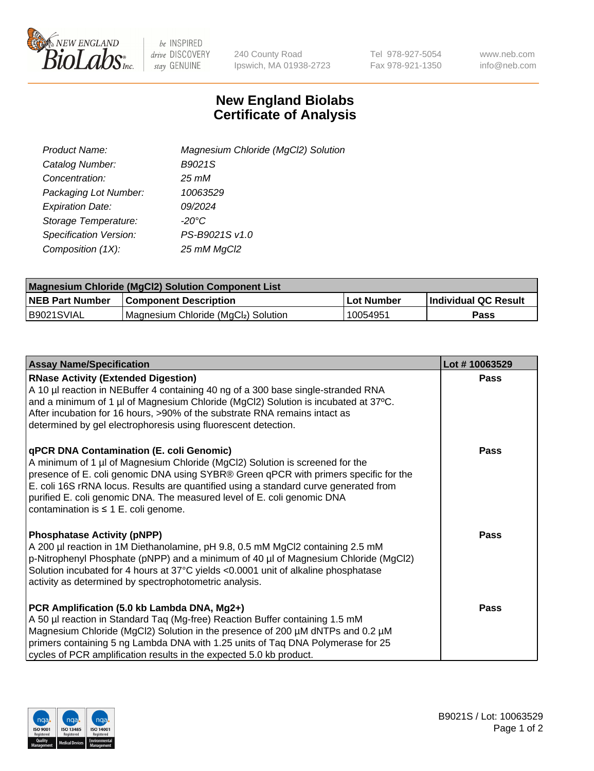# New England Biolabs
# Certificate of Analysis

| | |
|---|---|
| *Product Name:* | *Magnesium Chloride (MgCl2) Solution* |
| *Catalog Number:* | *B9021S* |
| *Concentration:* | *25 mM* |
| *Packaging Lot Number:* | *10063529* |
| *Expiration Date:* | *09/2024* |
| *Storage Temperature:* | *-20°C* |
| *Specification Version:* | *PS-B9021S v1.0* |
| *Composition (1X):* | *25 mM MgCl2* |

| Magnesium Chloride (MgCl2) Solution Component List | | | |
|---|---|---|---|
| **NEB Part Number** | **Component Description** | **Lot Number** | **Individual QC Result** |
| B9021SVIAL | Magnesium Chloride ($MgCl_2$) Solution | 10054951 | **Pass** |

| Assay Name/Specification | Lot # 10063529 |
|---|---|
| **RNase Activity (Extended Digestion)**<br>A 10 µl reaction in NEBuffer 4 containing 40 ng of a 300 base single-stranded RNA and a minimum of 1 µl of Magnesium Chloride (MgCl2) Solution is incubated at 37ºC. After incubation for 16 hours, >90% of the substrate RNA remains intact as determined by gel electrophoresis using fluorescent detection. | **Pass** |
| **qPCR DNA Contamination (E. coli Genomic)**<br>A minimum of 1 µl of Magnesium Chloride (MgCl2) Solution is screened for the presence of E. coli genomic DNA using SYBR® Green qPCR with primers specific for the E. coli 16S rRNA locus. Results are quantified using a standard curve generated from purified E. coli genomic DNA. The measured level of E. coli genomic DNA contamination is ≤ 1 E. coli genome. | **Pass** |
| **Phosphatase Activity (pNPP)**<br>A 200 µl reaction in 1M Diethanolamine, pH 9.8, 0.5 mM MgCl2 containing 2.5 mM p-Nitrophenyl Phosphate (pNPP) and a minimum of 40 µl of Magnesium Chloride (MgCl2) Solution incubated for 4 hours at 37°C yields <0.0001 unit of alkaline phosphatase activity as determined by spectrophotometric analysis. | **Pass** |
| **PCR Amplification (5.0 kb Lambda DNA, Mg2+)**<br>A 50 µl reaction in Standard Taq (Mg-free) Reaction Buffer containing 1.5 mM Magnesium Chloride (MgCl2) Solution in the presence of 200 µM dNTPs and 0.2 µM primers containing 5 ng Lambda DNA with 1.25 units of Taq DNA Polymerase for 25 cycles of PCR amplification results in the expected 5.0 kb product. | **Pass** |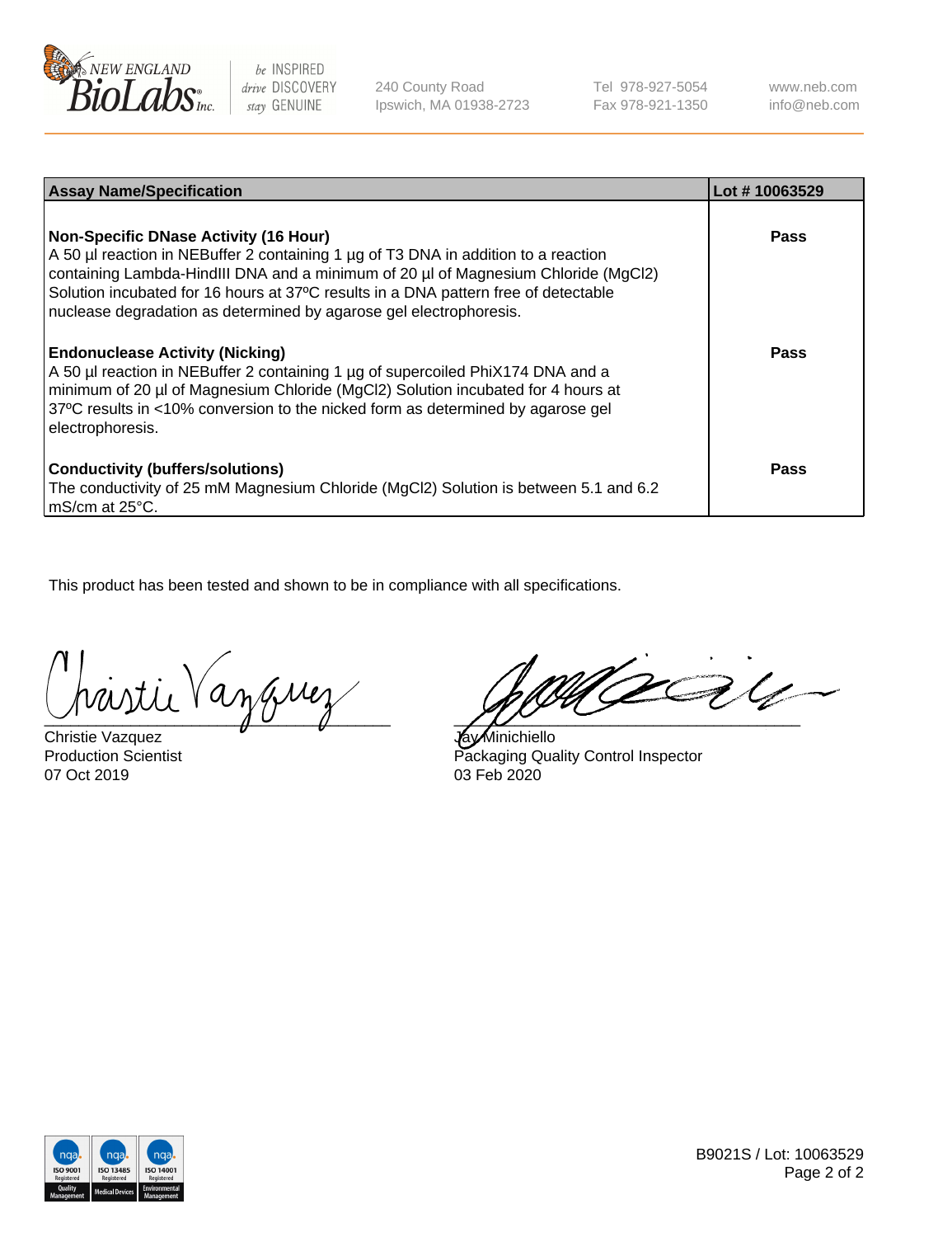| Assay Name/Specification | Lot # 10063529 |
|---|---|
| **Non-Specific DNase Activity (16 Hour)**<br>A 50 µl reaction in NEBuffer 2 containing 1 µg of T3 DNA in addition to a reaction containing Lambda-HindIII DNA and a minimum of 20 µl of Magnesium Chloride ($MgCl_2$) Solution incubated for 16 hours at 37ºC results in a DNA pattern free of detectable nuclease degradation as determined by agarose gel electrophoresis. | **Pass** |
| **Endonuclease Activity (Nicking)**<br>A 50 µl reaction in NEBuffer 2 containing 1 µg of supercoiled PhiX174 DNA and a minimum of 20 µl of Magnesium Chloride ($MgCl_2$) Solution incubated for 4 hours at 37ºC results in <10% conversion to the nicked form as determined by agarose gel electrophoresis. | **Pass** |
| **Conductivity (buffers/solutions)**<br>The conductivity of 25 mM Magnesium Chloride ($MgCl_2$) Solution is between 5.1 and 6.2 mS/cm at 25°C. | **Pass** |

This product has been tested and shown to be in compliance with all specifications.

Christie Vazquez
Production Scientist
07 Oct 2019

Jay Minichiello
Packaging Quality Control Inspector
03 Feb 2020

B9021S / Lot: 10063529